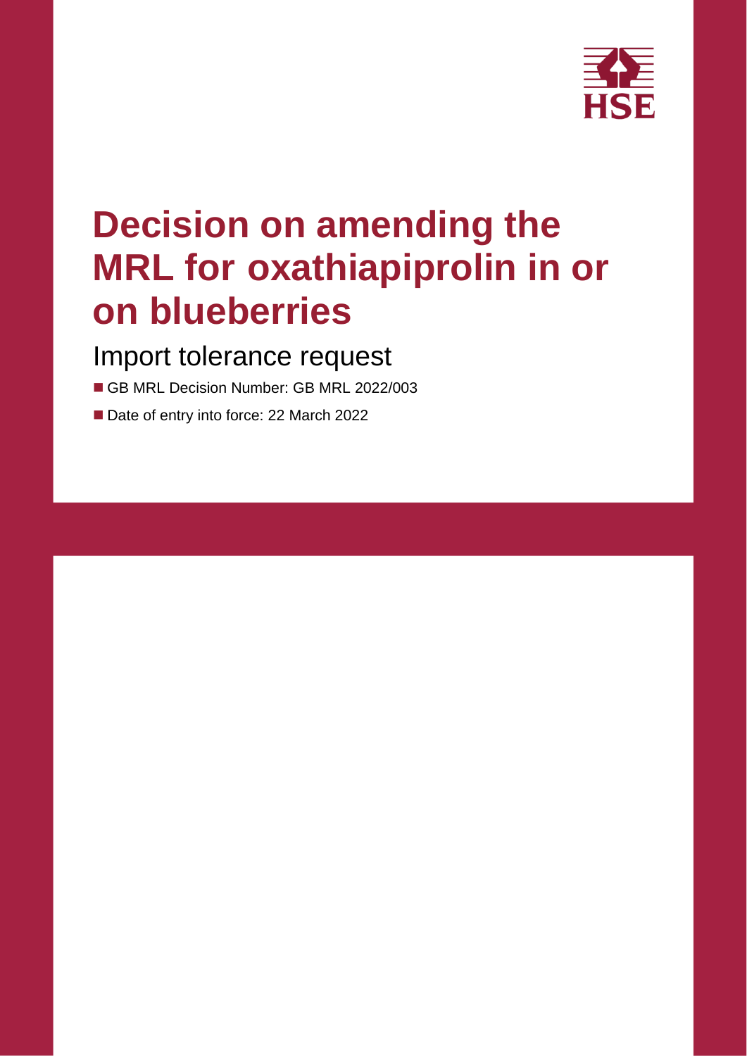# Decision on amending the MRL for oxathiapiprolin in or on blueberries

## Import tolerance request

- GB MRL Decision Number: GB MRL 2022/003
- Date of entry into force: 22 March 2022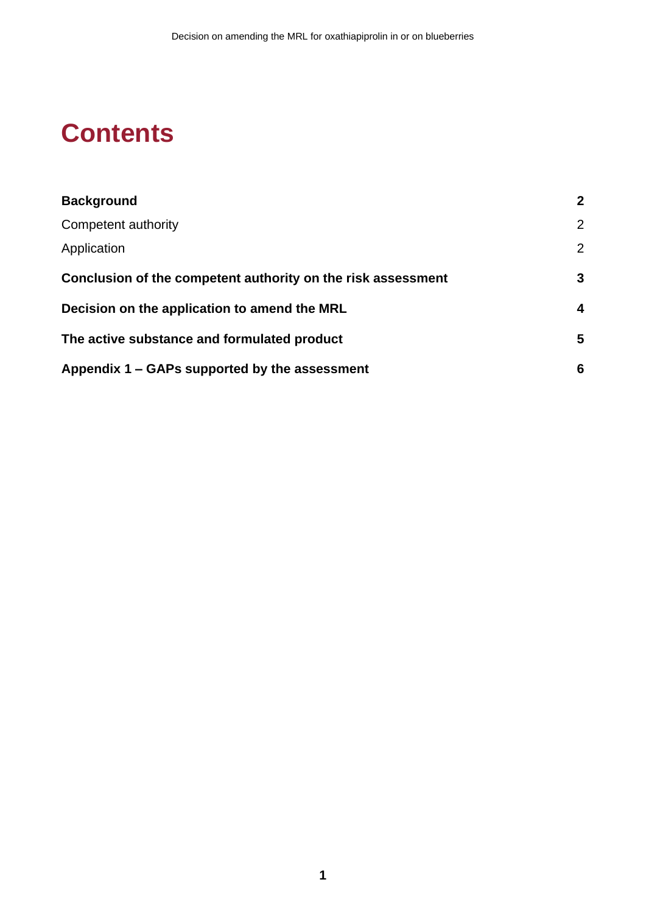# Contents

| | |
|---|---|
| **Background** | **2** |
| Competent authority | 2 |
| Application | 2 |
| **Conclusion of the competent authority on the risk assessment** | **3** |
| **Decision on the application to amend the MRL** | **4** |
| **The active substance and formulated product** | **5** |
| **Appendix 1 – GAPs supported by the assessment** | **6** |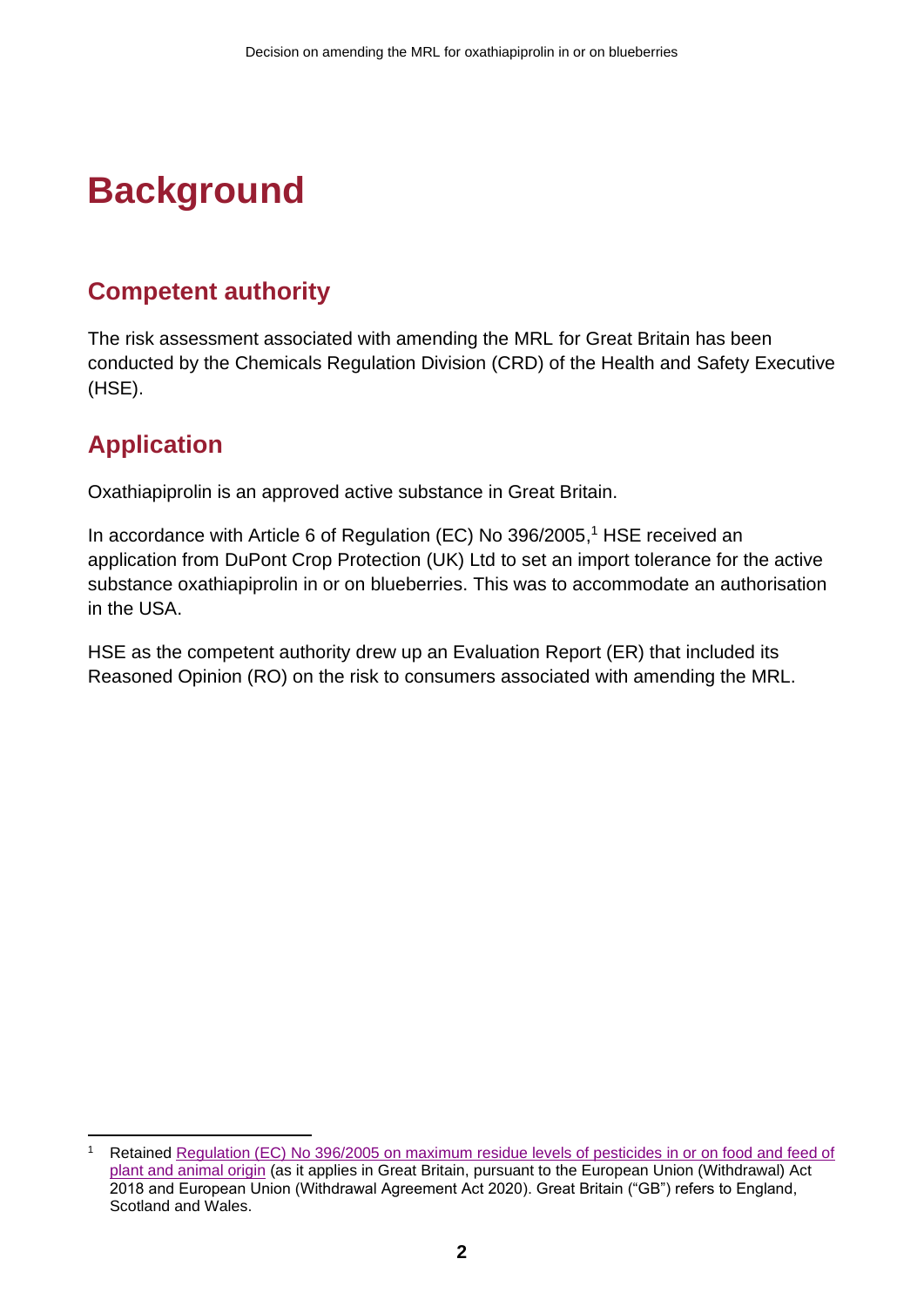# Background

## Competent authority

The risk assessment associated with amending the MRL for Great Britain has been conducted by the Chemicals Regulation Division (CRD) of the Health and Safety Executive (HSE).

## Application

Oxathiapiprolin is an approved active substance in Great Britain.

In accordance with Article 6 of Regulation (EC) No 396/2005,[1] HSE received an application from DuPont Crop Protection (UK) Ltd to set an import tolerance for the active substance oxathiapiprolin in or on blueberries. This was to accommodate an authorisation in the USA.

HSE as the competent authority drew up an Evaluation Report (ER) that included its Reasoned Opinion (RO) on the risk to consumers associated with amending the MRL.

[1] Retained Regulation (EC) No 396/2005 on maximum residue levels of pesticides in or on food and feed of plant and animal origin (as it applies in Great Britain, pursuant to the European Union (Withdrawal) Act 2018 and European Union (Withdrawal Agreement Act 2020). Great Britain ("GB") refers to England, Scotland and Wales.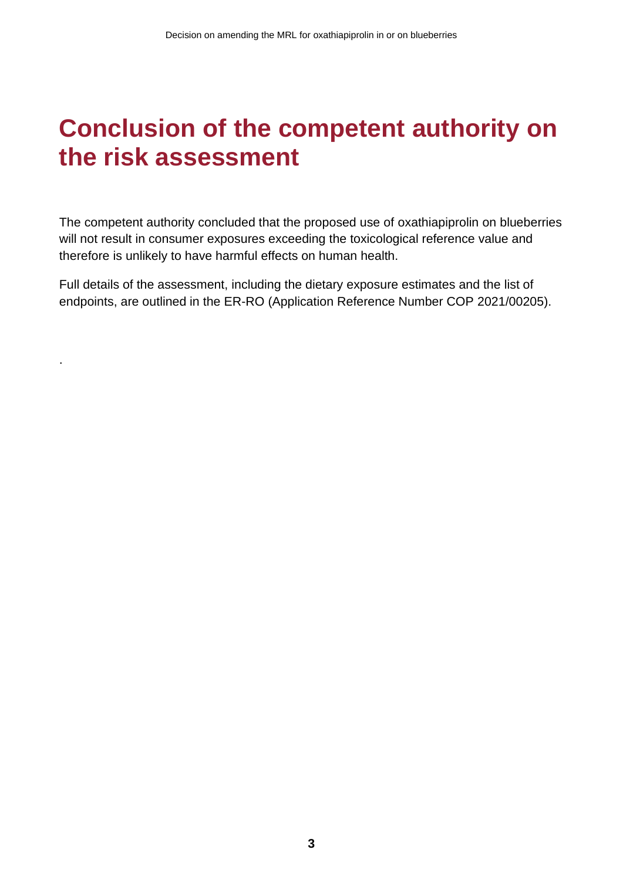# Conclusion of the competent authority on the risk assessment

The competent authority concluded that the proposed use of oxathiapiprolin on blueberries will not result in consumer exposures exceeding the toxicological reference value and therefore is unlikely to have harmful effects on human health.

Full details of the assessment, including the dietary exposure estimates and the list of endpoints, are outlined in the ER-RO (Application Reference Number COP 2021/00205).

.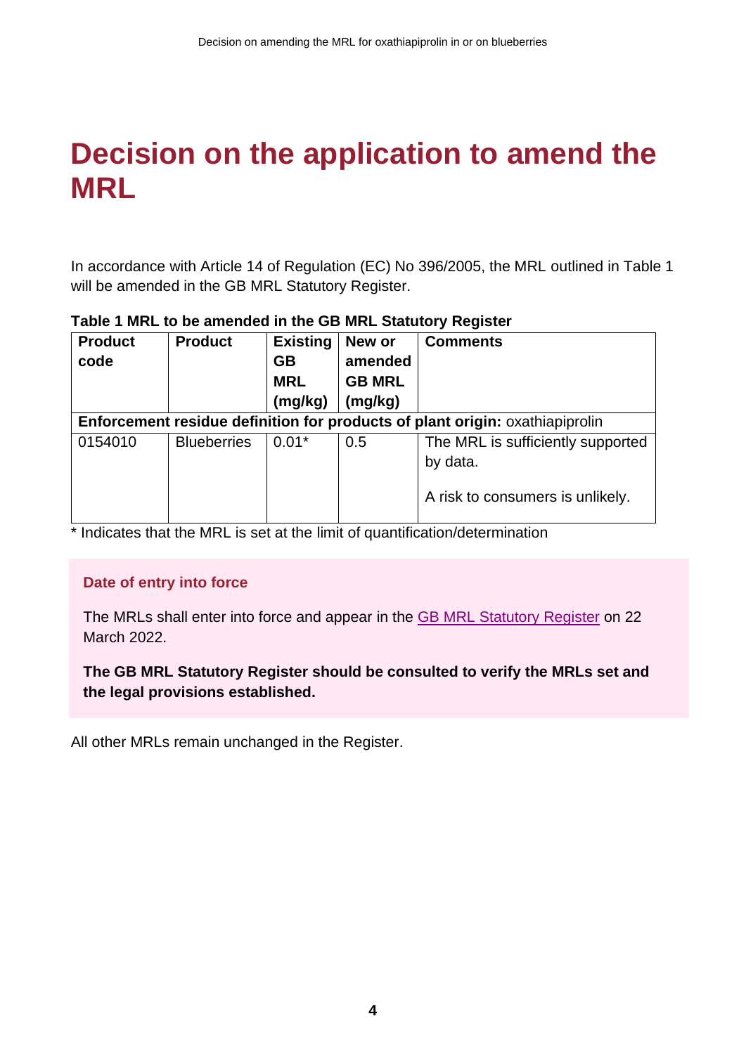# Decision on the application to amend the MRL

In accordance with Article 14 of Regulation (EC) No 396/2005, the MRL outlined in Table 1 will be amended in the GB MRL Statutory Register.

**Table 1 MRL to be amended in the GB MRL Statutory Register**

| Product code | Product | Existing GB MRL (mg/kg) | New or amended GB MRL (mg/kg) | Comments |
|---|---|---|---|---|
| **Enforcement residue definition for products of plant origin:** oxathiapiprolin | | | | |
| 0154010 | Blueberries | 0.01* | 0.5 | The MRL is sufficiently supported by data.<br><br>A risk to consumers is unlikely. |

\* Indicates that the MRL is set at the limit of quantification/determination

**Date of entry into force**

The MRLs shall enter into force and appear in the GB MRL Statutory Register on 22 March 2022.

**The GB MRL Statutory Register should be consulted to verify the MRLs set and the legal provisions established.**

All other MRLs remain unchanged in the Register.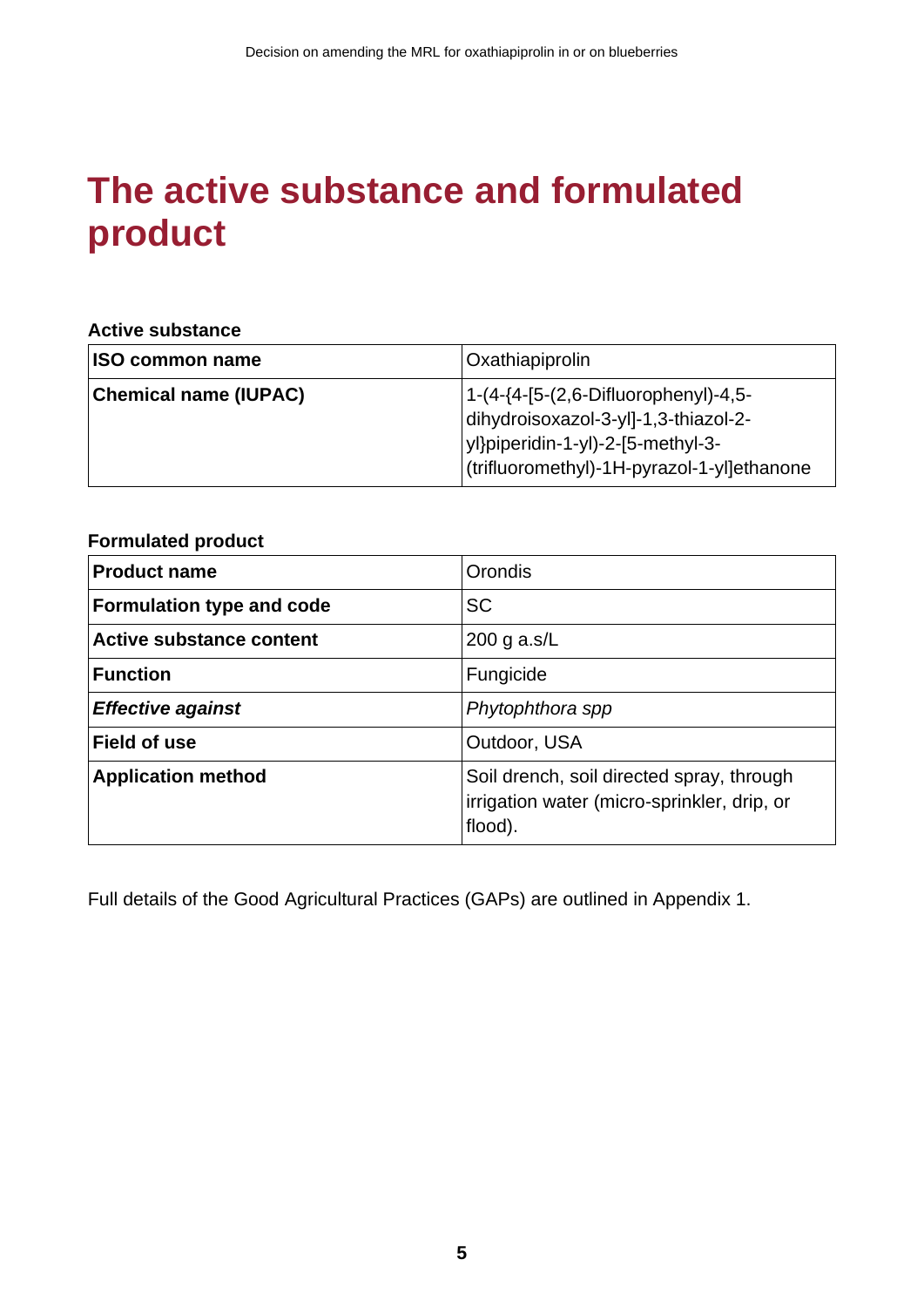# The active substance and formulated product

**Active substance**

| | |
|---|---|
| **ISO common name** | Oxathiapiprolin |
| **Chemical name (IUPAC)** | 1-(4-{4-[5-(2,6-Difluorophenyl)-4,5-dihydroisoxazol-3-yl]-1,3-thiazol-2-yl}piperidin-1-yl)-2-[5-methyl-3-(trifluoromethyl)-1H-pyrazol-1-yl]ethanone |

**Formulated product**

| | |
|---|---|
| **Product name** | Orondis |
| **Formulation type and code** | SC |
| **Active substance content** | 200 g a.s/L |
| **Function** | Fungicide |
| ***Effective against*** | *Phytophthora spp* |
| **Field of use** | Outdoor, USA |
| **Application method** | Soil drench, soil directed spray, through irrigation water (micro-sprinkler, drip, or flood). |

Full details of the Good Agricultural Practices (GAPs) are outlined in Appendix 1.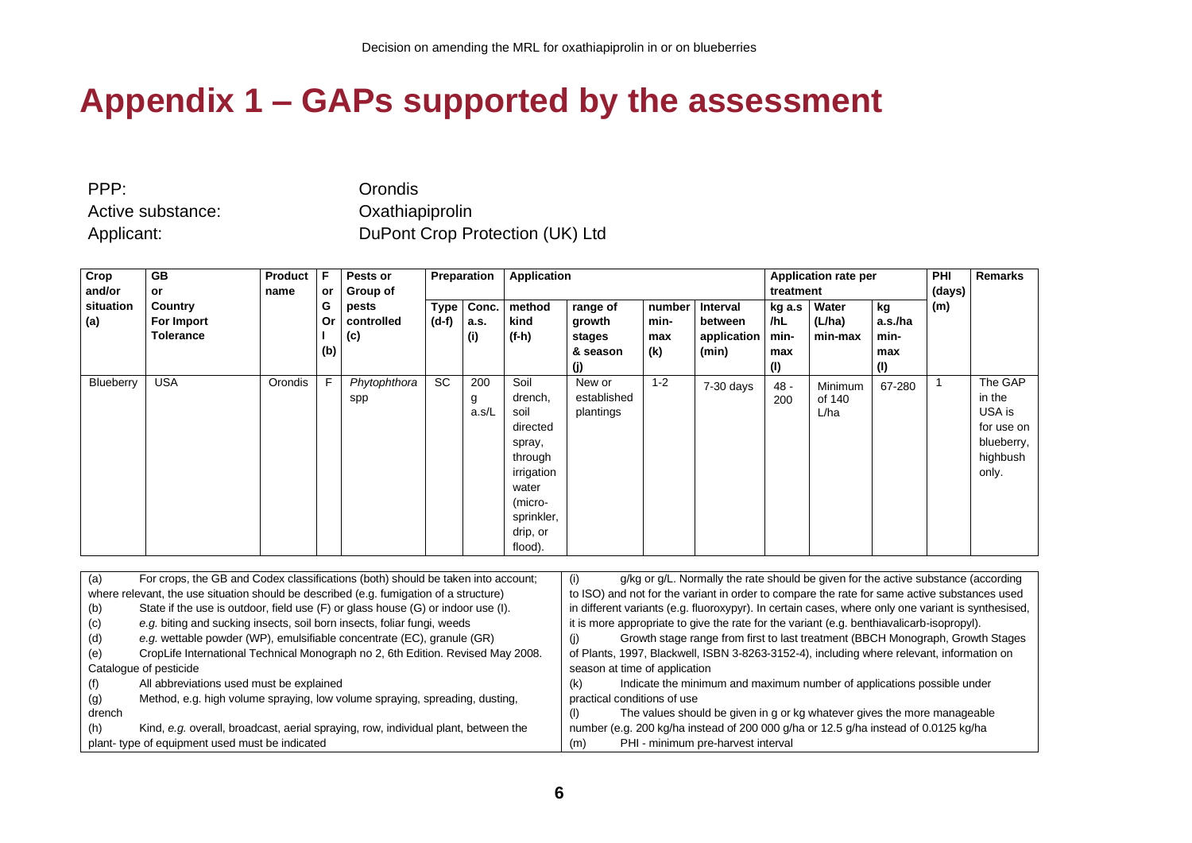# Appendix 1 – GAPs supported by the assessment

PPP: Orondis

Active substance: Oxathiapiprolin

Applicant: DuPont Crop Protection (UK) Ltd

| Crop and/or situation (a) | GB or Country For Import Tolerance | Product name | F or G Or I (b) | Pests or Group of pests controlled (c) | Preparation | | Application | | | | Application rate per treatment | | | PHI (days) (m) | Remarks |
|---|---|---|---|---|---|---|---|---|---|---|---|---|---|---|---|
| | | | | | Type (d-f) | Conc. a.s. (i) | method kind (f-h) | range of growth stages & season (j) | number min-max (k) | Interval between application (min) | kg a.s /hL min-max (l) | Water (L/ha) min-max | kg a.s./ha min-max (l) | | |
| Blueberry | USA | Orondis | F | *Phytophthora* spp | SC | 200 g a.s/L | Soil drench, soil directed spray, through irrigation water (micro-sprinkler, drip, or flood). | New or established plantings | 1-2 | 7-30 days | 48 - 200 | Minimum of 140 L/ha | 67-280 | 1 | The GAP in the USA is for use on blueberry, highbush only. |

(a) For crops, the GB and Codex classifications (both) should be taken into account; where relevant, the use situation should be described (e.g. fumigation of a structure)
(b) State if the use is outdoor, field use (F) or glass house (G) or indoor use (I).
(c) *e.g.* biting and sucking insects, soil born insects, foliar fungi, weeds
(d) *e.g.* wettable powder (WP), emulsifiable concentrate (EC), granule (GR)
(e) CropLife International Technical Monograph no 2, 6th Edition. Revised May 2008. Catalogue of pesticide
(f) All abbreviations used must be explained
(g) Method, e.g. high volume spraying, low volume spraying, spreading, dusting, drench
(h) Kind, *e.g.* overall, broadcast, aerial spraying, row, individual plant, between the plant- type of equipment used must be indicated
(i) g/kg or g/L. Normally the rate should be given for the active substance (according to ISO) and not for the variant in order to compare the rate for same active substances used in different variants (e.g. fluoroxypyr). In certain cases, where only one variant is synthesised, it is more appropriate to give the rate for the variant (e.g. benthiavalicarb-isopropyl).
(j) Growth stage range from first to last treatment (BBCH Monograph, Growth Stages of Plants, 1997, Blackwell, ISBN 3-8263-3152-4), including where relevant, information on season at time of application
(k) Indicate the minimum and maximum number of applications possible under practical conditions of use
(l) The values should be given in g or kg whatever gives the more manageable number (e.g. 200 kg/ha instead of 200 000 g/ha or 12.5 g/ha instead of 0.0125 kg/ha
(m) PHI - minimum pre-harvest interval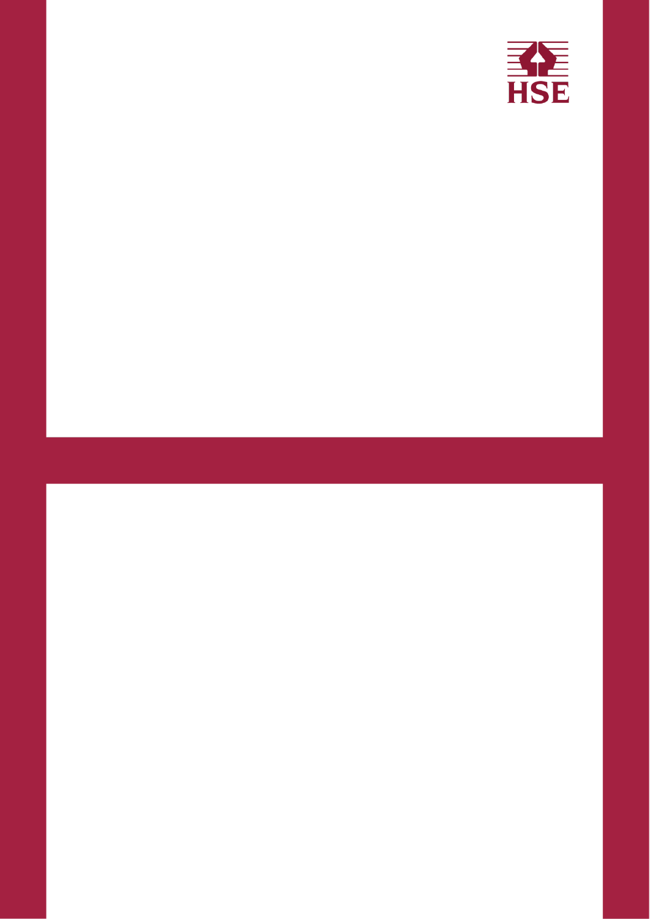HSE